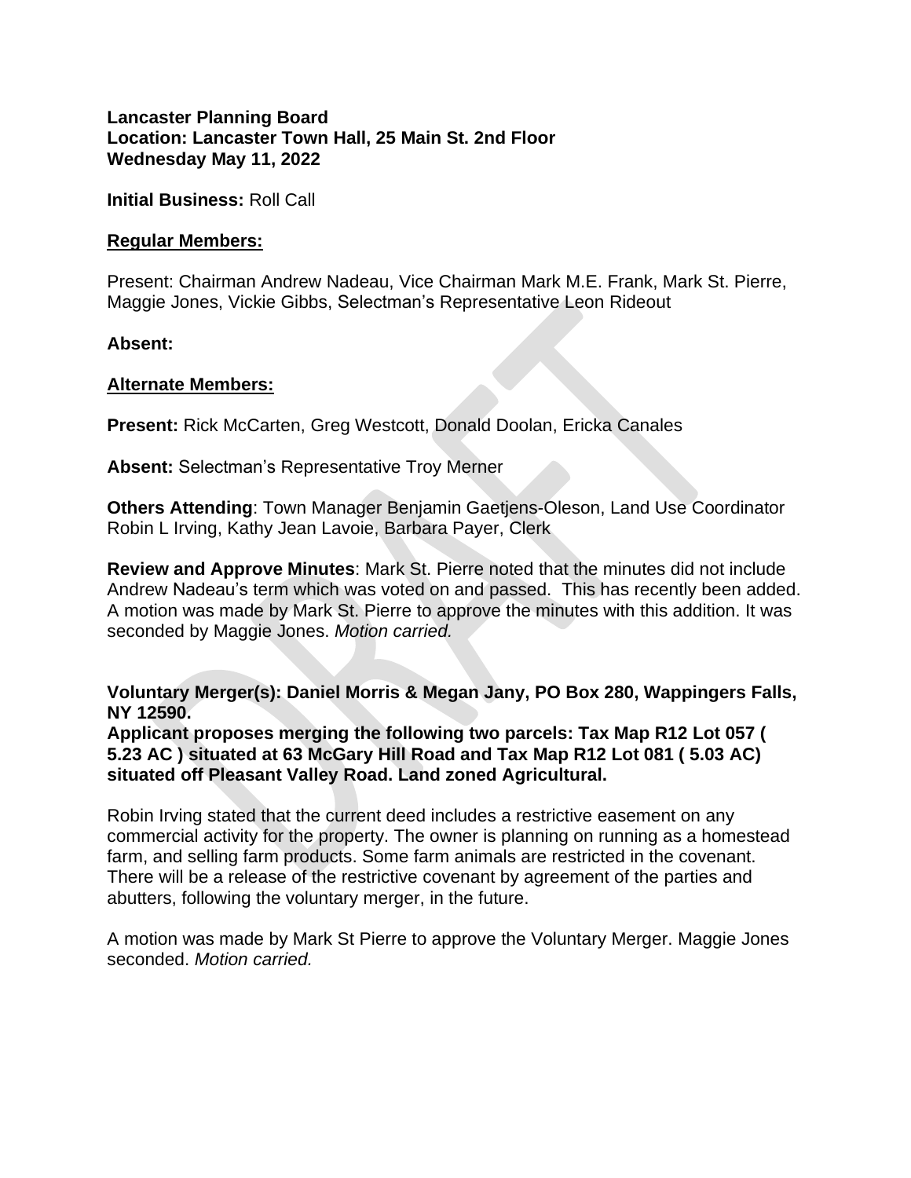**Lancaster Planning Board**
**Location: Lancaster Town Hall, 25 Main St. 2nd Floor**
**Wednesday May 11, 2022**

**Initial Business:** Roll Call

**Regular Members:**

Present: Chairman Andrew Nadeau, Vice Chairman Mark M.E. Frank, Mark St. Pierre, Maggie Jones, Vickie Gibbs, Selectman's Representative Leon Rideout

**Absent:**

**Alternate Members:**

**Present:** Rick McCarten, Greg Westcott, Donald Doolan, Ericka Canales

**Absent:** Selectman's Representative Troy Merner

**Others Attending**: Town Manager Benjamin Gaetjens-Oleson, Land Use Coordinator Robin L Irving, Kathy Jean Lavoie, Barbara Payer, Clerk

**Review and Approve Minutes**: Mark St. Pierre noted that the minutes did not include Andrew Nadeau's term which was voted on and passed. This has recently been added. A motion was made by Mark St. Pierre to approve the minutes with this addition. It was seconded by Maggie Jones. *Motion carried.*

**Voluntary Merger(s): Daniel Morris & Megan Jany, PO Box 280, Wappingers Falls, NY 12590.**
**Applicant proposes merging the following two parcels: Tax Map R12 Lot 057 ( 5.23 AC ) situated at 63 McGary Hill Road and Tax Map R12 Lot 081 ( 5.03 AC) situated off Pleasant Valley Road. Land zoned Agricultural.**

Robin Irving stated that the current deed includes a restrictive easement on any commercial activity for the property. The owner is planning on running as a homestead farm, and selling farm products. Some farm animals are restricted in the covenant. There will be a release of the restrictive covenant by agreement of the parties and abutters, following the voluntary merger, in the future.

A motion was made by Mark St Pierre to approve the Voluntary Merger. Maggie Jones seconded. *Motion carried.*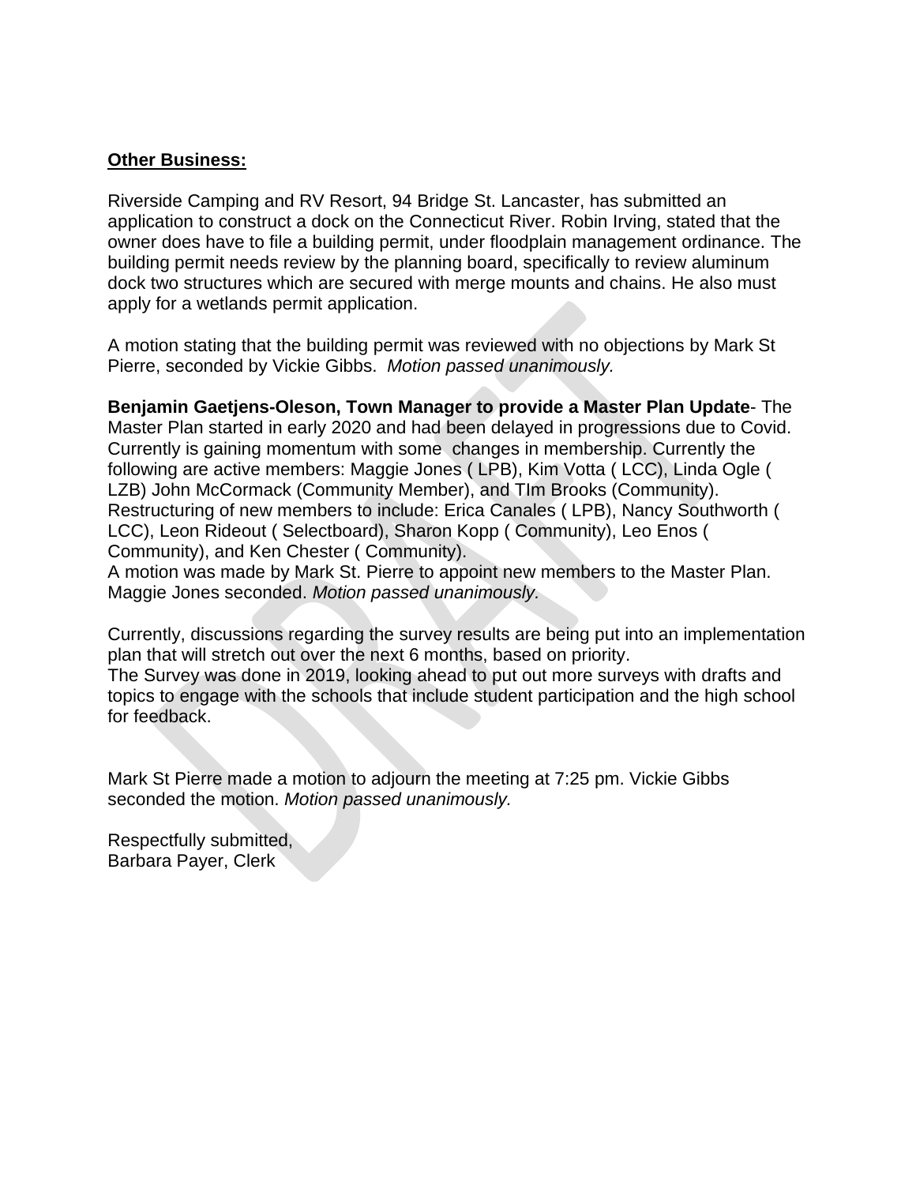**Other Business:**

Riverside Camping and RV Resort, 94 Bridge St. Lancaster, has submitted an application to construct a dock on the Connecticut River. Robin Irving, stated that the owner does have to file a building permit, under floodplain management ordinance. The building permit needs review by the planning board, specifically to review aluminum dock two structures which are secured with merge mounts and chains. He also must apply for a wetlands permit application.

A motion stating that the building permit was reviewed with no objections by Mark St Pierre, seconded by Vickie Gibbs. *Motion passed unanimously.*

**Benjamin Gaetjens-Oleson, Town Manager to provide a Master Plan Update**- The Master Plan started in early 2020 and had been delayed in progressions due to Covid. Currently is gaining momentum with some changes in membership. Currently the following are active members: Maggie Jones ( LPB), Kim Votta ( LCC), Linda Ogle ( LZB) John McCormack (Community Member), and TIm Brooks (Community). Restructuring of new members to include: Erica Canales ( LPB), Nancy Southworth ( LCC), Leon Rideout ( Selectboard), Sharon Kopp ( Community), Leo Enos ( Community), and Ken Chester ( Community).
A motion was made by Mark St. Pierre to appoint new members to the Master Plan. Maggie Jones seconded. *Motion passed unanimously.*

Currently, discussions regarding the survey results are being put into an implementation plan that will stretch out over the next 6 months, based on priority.
The Survey was done in 2019, looking ahead to put out more surveys with drafts and topics to engage with the schools that include student participation and the high school for feedback.

Mark St Pierre made a motion to adjourn the meeting at 7:25 pm. Vickie Gibbs seconded the motion. *Motion passed unanimously.*

Respectfully submitted,
Barbara Payer, Clerk